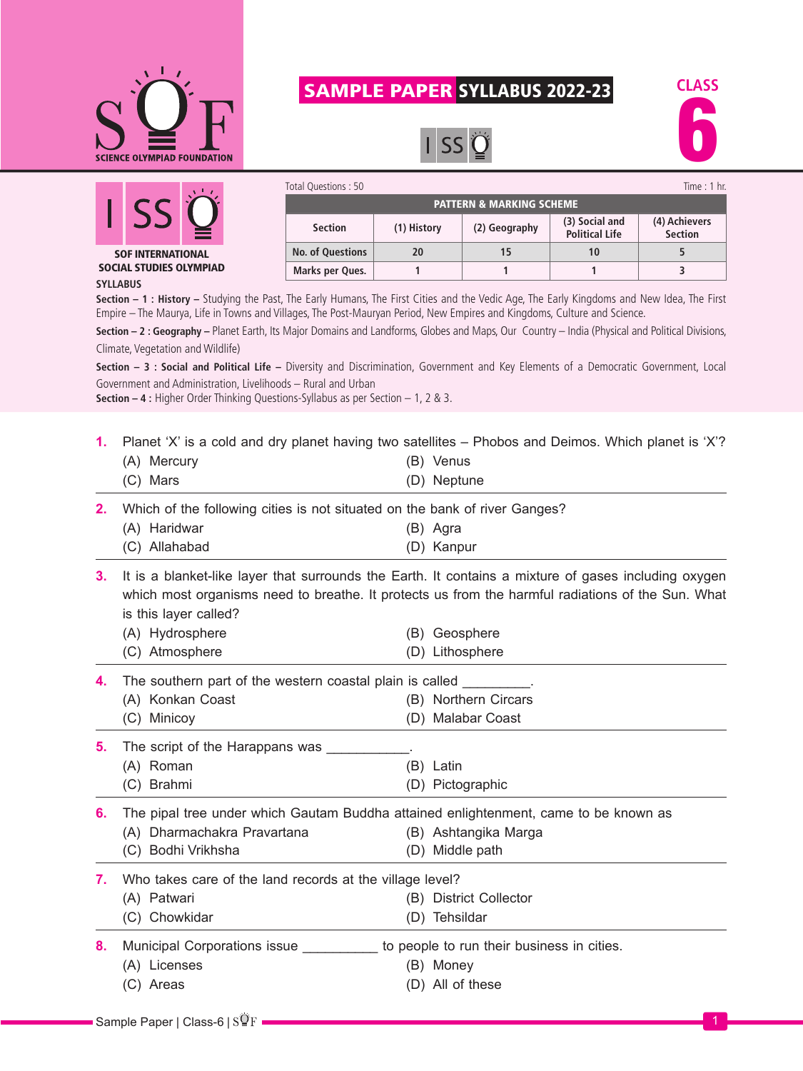# SCIENCE OLYMPIAD FOUNDATION

## SAMPLE PAPER SYLLABUS 2022-23

**CLASS 6**

**ISSO**

**SOF INTERNATIONAL SOCIAL STUDIES OLYMPIAD**

Total Questions : 50 | Time : 1 hr.

**PATTERN & MARKING SCHEME**

| Section | (1) History | (2) Geography | (3) Social and Political Life | (4) Achievers Section |
|---|---|---|---|---|
| No. of Questions | 20 | 15 | 10 | 5 |
| Marks per Ques. | 1 | 1 | 1 | 3 |

**SYLLABUS**

**Section – 1 : History –** Studying the Past, The Early Humans, The First Cities and the Vedic Age, The Early Kingdoms and New Idea, The First Empire – The Maurya, Life in Towns and Villages, The Post-Mauryan Period, New Empires and Kingdoms, Culture and Science.

**Section – 2 : Geography –** Planet Earth, Its Major Domains and Landforms, Globes and Maps, Our Country – India (Physical and Political Divisions, Climate, Vegetation and Wildlife)

**Section – 3 : Social and Political Life –** Diversity and Discrimination, Government and Key Elements of a Democratic Government, Local Government and Administration, Livelihoods – Rural and Urban

**Section – 4 :** Higher Order Thinking Questions-Syllabus as per Section – 1, 2 & 3.

---

**1.** Planet 'X' is a cold and dry planet having two satellites – Phobos and Deimos. Which planet is 'X'?
(A) Mercury
(B) Venus
(C) Mars
(D) Neptune

**2.** Which of the following cities is not situated on the bank of river Ganges?
(A) Haridwar
(B) Agra
(C) Allahabad
(D) Kanpur

**3.** It is a blanket-like layer that surrounds the Earth. It contains a mixture of gases including oxygen which most organisms need to breathe. It protects us from the harmful radiations of the Sun. What is this layer called?
(A) Hydrosphere
(B) Geosphere
(C) Atmosphere
(D) Lithosphere

**4.** The southern part of the western coastal plain is called _________.
(A) Konkan Coast
(B) Northern Circars
(C) Minicoy
(D) Malabar Coast

**5.** The script of the Harappans was ___________.
(A) Roman
(B) Latin
(C) Brahmi
(D) Pictographic

**6.** The pipal tree under which Gautam Buddha attained enlightenment, came to be known as
(A) Dharmachakra Pravartana
(B) Ashtangika Marga
(C) Bodhi Vrikhsha
(D) Middle path

**7.** Who takes care of the land records at the village level?
(A) Patwari
(B) District Collector
(C) Chowkidar
(D) Tehsildar

**8.** Municipal Corporations issue __________ to people to run their business in cities.
(A) Licenses
(B) Money
(C) Areas
(D) All of these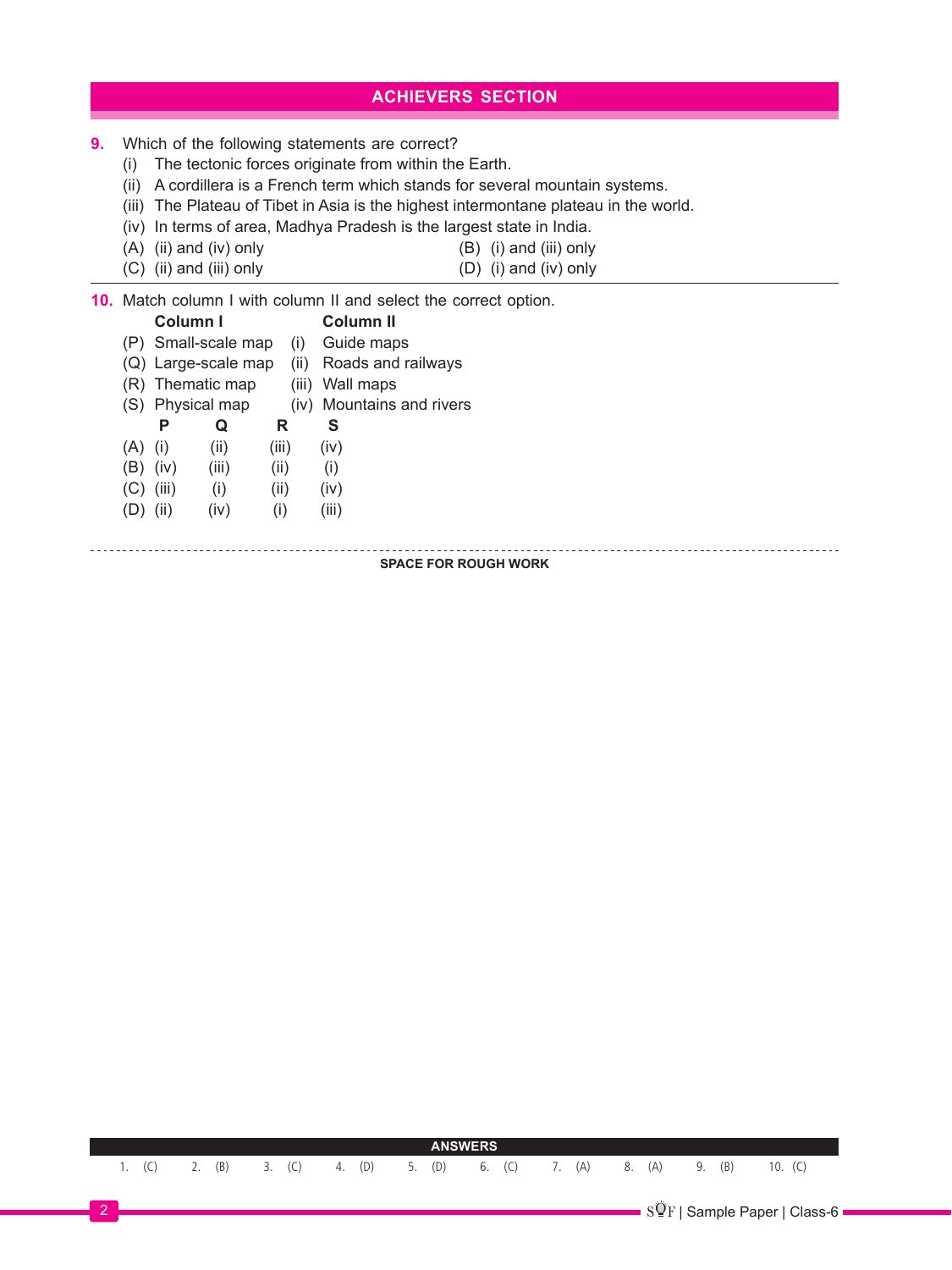## ACHIEVERS SECTION

**9.** Which of the following statements are correct?

(i) The tectonic forces originate from within the Earth.

(ii) A cordillera is a French term which stands for several mountain systems.

(iii) The Plateau of Tibet in Asia is the highest intermontane plateau in the world.

(iv) In terms of area, Madhya Pradesh is the largest state in India.

(A) (ii) and (iv) only
(B) (i) and (iii) only
(C) (ii) and (iii) only
(D) (i) and (iv) only

---

**10.** Match column I with column II and select the correct option.

| Column I | Column II |
|---|---|
| (P) Small-scale map | (i) Guide maps |
| (Q) Large-scale map | (ii) Roads and railways |
| (R) Thematic map | (iii) Wall maps |
| (S) Physical map | (iv) Mountains and rivers |

| | P | Q | R | S |
|---|---|---|---|---|
| (A) | (i) | (ii) | (iii) | (iv) |
| (B) | (iv) | (iii) | (ii) | (i) |
| (C) | (iii) | (i) | (ii) | (iv) |
| (D) | (ii) | (iv) | (i) | (iii) |

SPACE FOR ROUGH WORK

**ANSWERS**

1. (C) 2. (B) 3. (C) 4. (D) 5. (D) 6. (C) 7. (A) 8. (A) 9. (B) 10. (C)